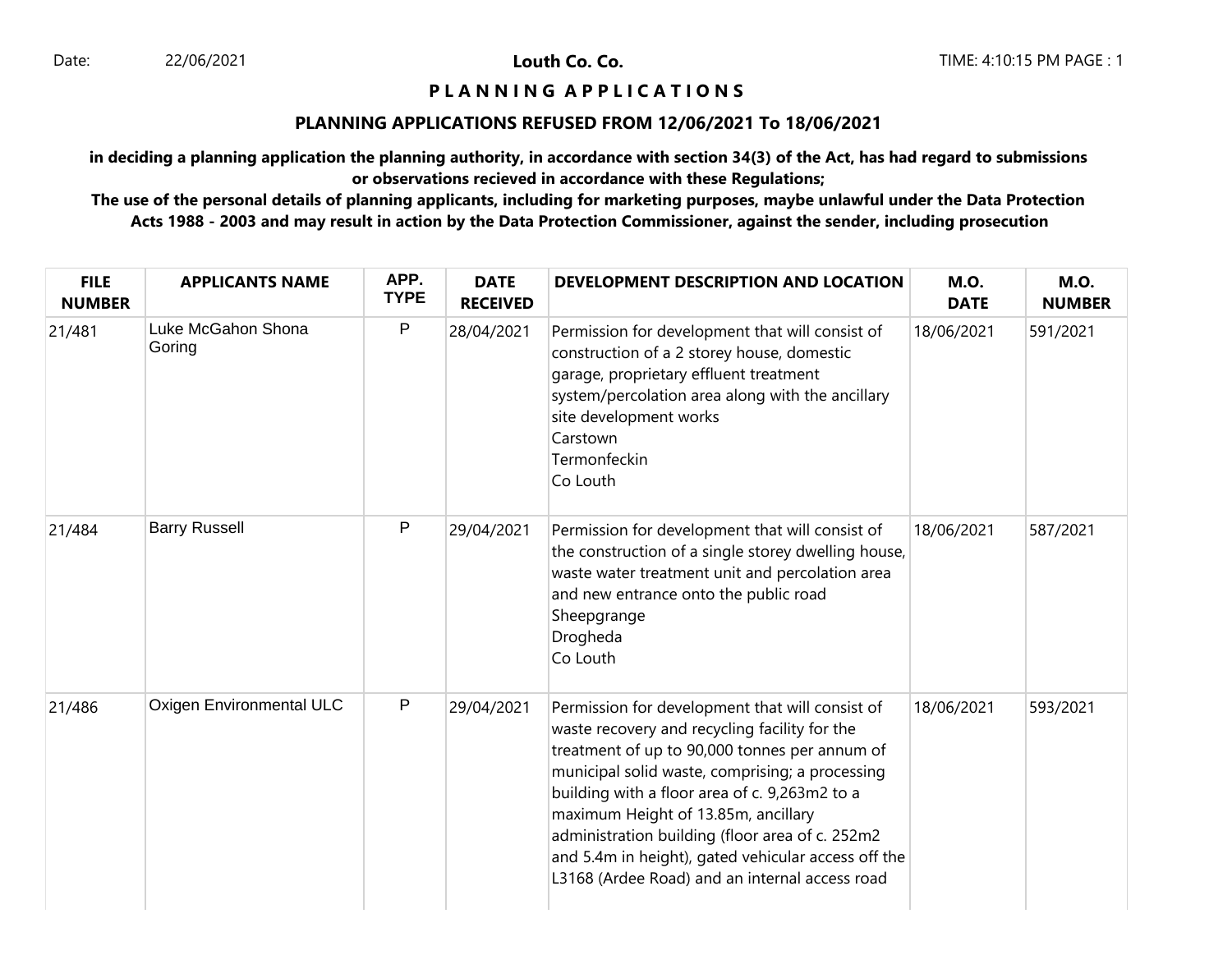Date: 22/06/2021

# Louth Co. Co.

## P L A N N I N G A P P L I C A T I O N S

### PLANNING APPLICATIONS REFUSED FROM 12/06/2021 To 18/06/2021

**in deciding a planning application the planning authority, in accordance with section 34(3) of the Act, has had regard to submissions or observations recieved in accordance with these Regulations;**

**The use of the personal details of planning applicants, including for marketing purposes, maybe unlawful under the Data Protection Acts 1988 - 2003 and may result in action by the Data Protection Commissioner, against the sender, including prosecution**

| FILE NUMBER | APPLICANTS NAME | APP. TYPE | DATE RECEIVED | DEVELOPMENT DESCRIPTION AND LOCATION | M.O. DATE | M.O. NUMBER |
|---|---|---|---|---|---|---|
| 21/481 | Luke McGahon Shona Goring | P | 28/04/2021 | Permission for development that will consist of construction of a 2 storey house, domestic garage, proprietary effluent treatment system/percolation area along with the ancillary site development works<br>Carstown<br>Termonfeckin<br>Co Louth | 18/06/2021 | 591/2021 |
| 21/484 | Barry Russell | P | 29/04/2021 | Permission for development that will consist of the construction of a single storey dwelling house, waste water treatment unit and percolation area and new entrance onto the public road<br>Sheepgrange<br>Drogheda<br>Co Louth | 18/06/2021 | 587/2021 |
| 21/486 | Oxigen Environmental ULC | P | 29/04/2021 | Permission for development that will consist of waste recovery and recycling facility for the treatment of up to 90,000 tonnes per annum of municipal solid waste, comprising; a processing building with a floor area of c. 9,263m2 to a maximum Height of 13.85m, ancillary administration building (floor area of c. 252m2 and 5.4m in height), gated vehicular access off the L3168 (Ardee Road) and an internal access road | 18/06/2021 | 593/2021 |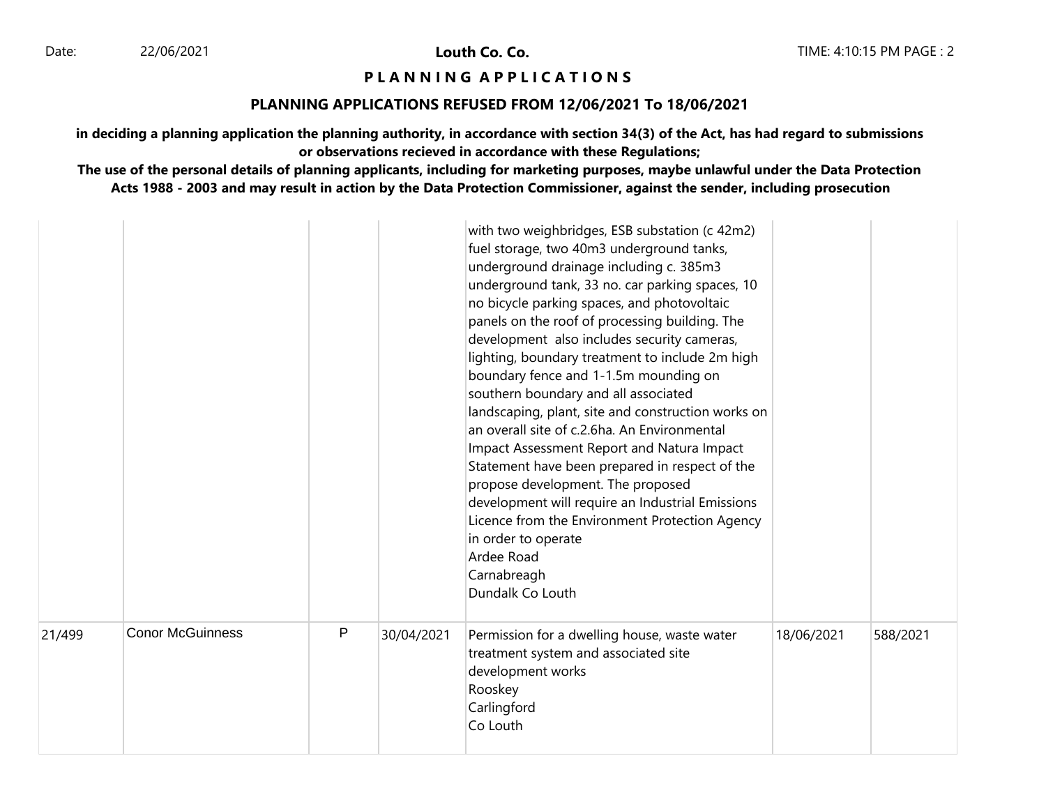## PLANNING APPLICATIONS

### PLANNING APPLICATIONS REFUSED FROM 12/06/2021 To 18/06/2021

**in deciding a planning application the planning authority, in accordance with section 34(3) of the Act, has had regard to submissions or observations recieved in accordance with these Regulations;**

**The use of the personal details of planning applicants, including for marketing purposes, maybe unlawful under the Data Protection Acts 1988 - 2003 and may result in action by the Data Protection Commissioner, against the sender, including prosecution**

| | | | | | | |
|---|---|---|---|---|---|---|
| | | | | with two weighbridges, ESB substation (c 42m2) fuel storage, two 40m3 underground tanks, underground drainage including c. 385m3 underground tank, 33 no. car parking spaces, 10 no bicycle parking spaces, and photovoltaic panels on the roof of processing building. The development also includes security cameras, lighting, boundary treatment to include 2m high boundary fence and 1-1.5m mounding on southern boundary and all associated landscaping, plant, site and construction works on an overall site of c.2.6ha. An Environmental Impact Assessment Report and Natura Impact Statement have been prepared in respect of the propose development. The proposed development will require an Industrial Emissions Licence from the Environment Protection Agency in order to operate<br>Ardee Road<br>Carnabreagh<br>Dundalk Co Louth | | |
| 21/499 | Conor McGuinness | P | 30/04/2021 | Permission for a dwelling house, waste water treatment system and associated site development works<br>Rooskey<br>Carlingford<br>Co Louth | 18/06/2021 | 588/2021 |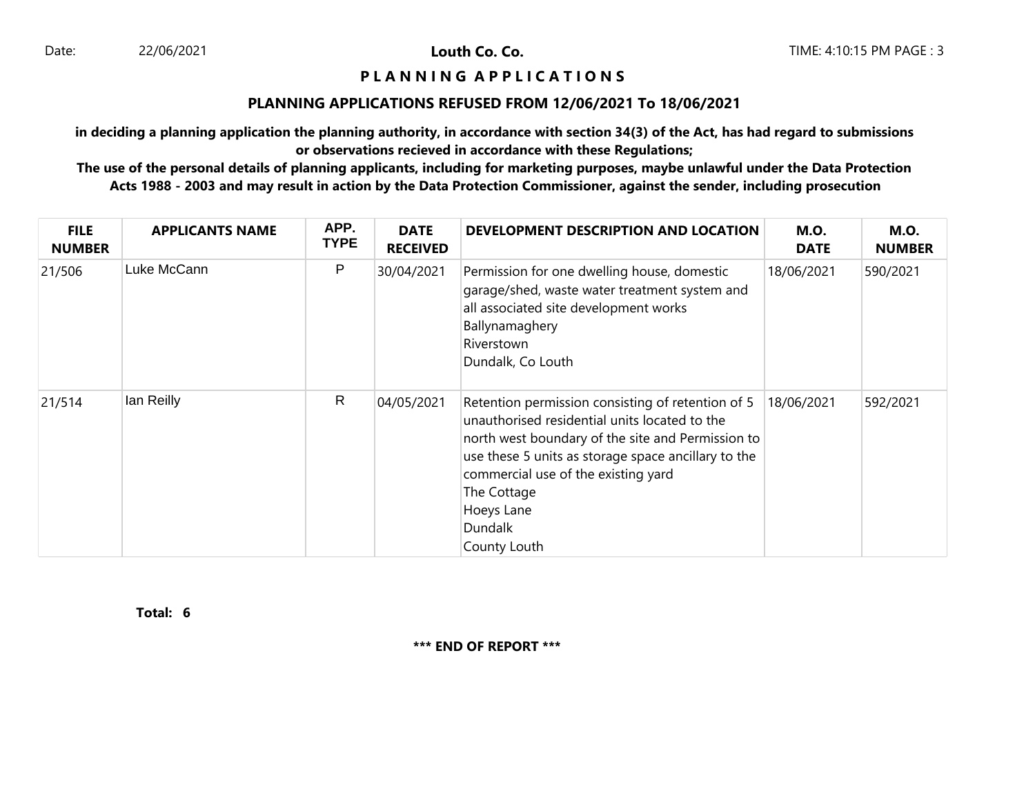Date: 22/06/2021

**Louth Co. Co.**

TIME: 4:10:15 PM PAGE : 3

## P L A N N I N G   A P P L I C A T I O N S

### PLANNING APPLICATIONS REFUSED FROM 12/06/2021 To 18/06/2021

**in deciding a planning application the planning authority, in accordance with section 34(3) of the Act, has had regard to submissions or observations recieved in accordance with these Regulations;**

**The use of the personal details of planning applicants, including for marketing purposes, maybe unlawful under the Data Protection Acts 1988 - 2003 and may result in action by the Data Protection Commissioner, against the sender, including prosecution**

| FILE NUMBER | APPLICANTS NAME | APP. TYPE | DATE RECEIVED | DEVELOPMENT DESCRIPTION AND LOCATION | M.O. DATE | M.O. NUMBER |
|---|---|---|---|---|---|---|
| 21/506 | Luke McCann | P | 30/04/2021 | Permission for one dwelling house, domestic garage/shed, waste water treatment system and all associated site development works<br>Ballynamaghery<br>Riverstown<br>Dundalk, Co Louth | 18/06/2021 | 590/2021 |
| 21/514 | Ian Reilly | R | 04/05/2021 | Retention permission consisting of retention of 5 unauthorised residential units located to the north west boundary of the site and Permission to use these 5 units as storage space ancillary to the commercial use of the existing yard<br>The Cottage<br>Hoeys Lane<br>Dundalk<br>County Louth | 18/06/2021 | 592/2021 |

**Total: 6**

**\*\*\* END OF REPORT \*\*\***